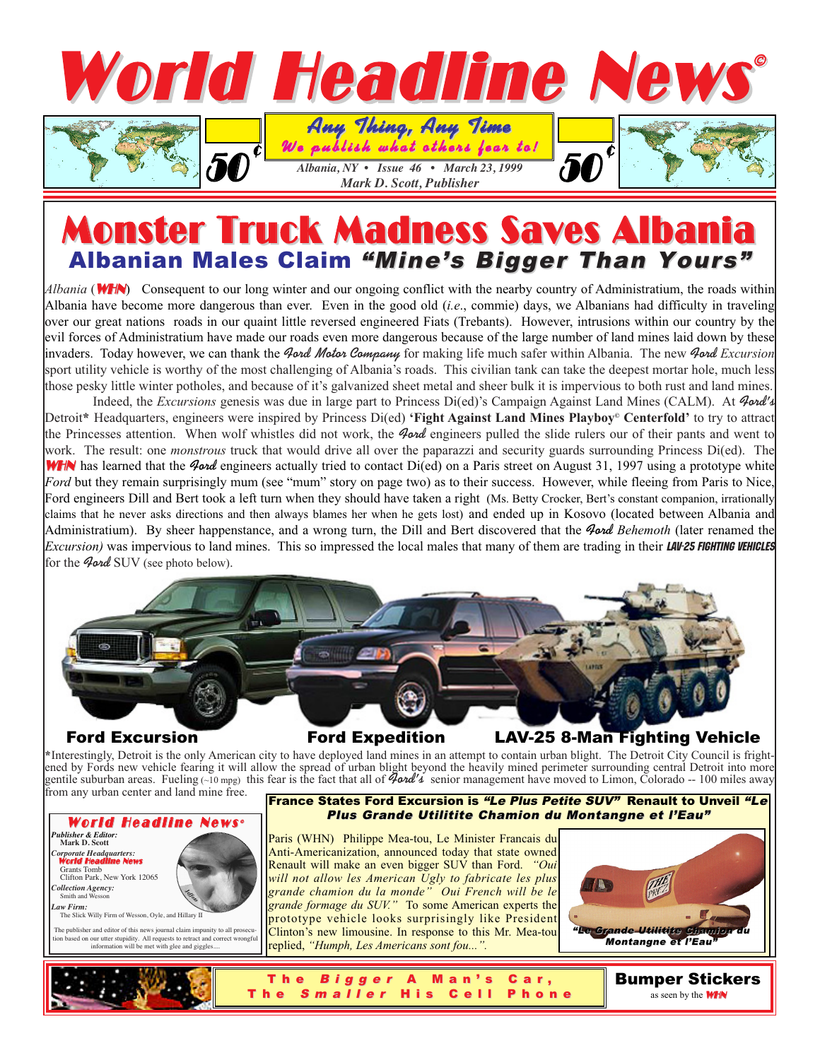# World Headline News©

**Any Thing, Any Time**
*We publish what others fear to!*

50¢

*Albania, NY • Issue 46 • March 23, 1999*
*Mark D. Scott, Publisher*

50¢

# Monster Truck Madness Saves Albania

## Albanian Males Claim *"Mine's Bigger Than Yours"*

*Albania* (**WHN**) Consequent to our long winter and our ongoing conflict with the nearby country of Administratium, the roads within Albania have become more dangerous than ever. Even in the good old (*i.e.*, commie) days, we Albanians had difficulty in traveling over our great nations roads in our quaint little reversed engineered Fiats (Trebants). However, intrusions within our country by the evil forces of Administratium have made our roads even more dangerous because of the large number of land mines laid down by these invaders. Today however, we can thank the *Ford Motor Company* for making life much safer within Albania. The new *Ford Excursion* sport utility vehicle is worthy of the most challenging of Albania's roads. This civilian tank can take the deepest mortar hole, much less those pesky little winter potholes, and because of it's galvanized sheet metal and sheer bulk it is impervious to both rust and land mines.

Indeed, the *Excursions* genesis was due in large part to Princess Di(ed)'s Campaign Against Land Mines (CALM). At *Ford's* Detroit* Headquarters, engineers were inspired by Princess Di(ed) **'Fight Against Land Mines Playboy© Centerfold'** to try to attract the Princesses attention. When wolf whistles did not work, the *Ford* engineers pulled the slide rulers our of their pants and went to work. The result: one *monstrous* truck that would drive all over the paparazzi and security guards surrounding Princess Di(ed). The **WHN** has learned that the *Ford* engineers actually tried to contact Di(ed) on a Paris street on August 31, 1997 using a prototype white *Ford* but they remain surprisingly mum (see "mum" story on page two) as to their success. However, while fleeing from Paris to Nice, Ford engineers Dill and Bert took a left turn when they should have taken a right (Ms. Betty Crocker, Bert's constant companion, irrationally claims that he never asks directions and then always blames her when he gets lost) and ended up in Kosovo (located between Albania and Administratium). By sheer happenstance, and a wrong turn, the Dill and Bert discovered that the *Ford Behemoth* (later renamed the *Excursion)* was impervious to land mines. This so impressed the local males that many of them are trading in their **LAV-25 FIGHTING VEHICLES** for the *Ford* SUV (see photo below).

**Ford Excursion** **Ford Expedition** **LAV-25 8-Man Fighting Vehicle**

*Interestingly, Detroit is the only American city to have deployed land mines in an attempt to contain urban blight. The Detroit City Council is frightened by Fords new vehicle fearing it will allow the spread of urban blight beyond the heavily mined perimeter surrounding central Detroit into more gentile suburban areas. Fueling (~10 mpg) this fear is the fact that all of *Ford's* senior management have moved to Limon, Colorado -- 100 miles away from any urban center and land mine free.

**World Headline News©**

*Publisher & Editor:*
Mark D. Scott

*Corporate Headquarters:*
**World Headline News**
Grants Tomb
Clifton Park, New York 12065

*Collection Agency:*
Smith and Wesson

*Law Firm:*
The Slick Willy Firm of Wesson, Oyle, and Hillary II

The publisher and editor of this news journal claim impunity to all prosecution based on our utter stupidity. All requests to retract and correct wrongful information will be met with glee and giggles....

## France States Ford Excursion is *"Le Plus Petite SUV"* Renault to Unveil *"Le Plus Grande Utilitite Chamion du Montangne et l'Eau"*

Paris (WHN) Philippe Mea-tou, Le Minister Francais du Anti-Americanization, announced today that state owned Renault will make an even bigger SUV than Ford. *"Oui will not allow les American Ugly to fabricate les plus grande chamion du la monde" Oui French will be le grande formage du SUV."* To some American experts the prototype vehicle looks surprisingly like President Clinton's new limousine. In response to this Mr. Mea-tou replied, *"Humph, Les Americans sont fou..."*.

*"Le Grande Utilitite Chamion du Montangne et l'Eau"*

**The *Bigger* A Man's Car,**
**The *Smaller* His Cell Phone**

**Bumper Stickers**
as seen by the **WHN**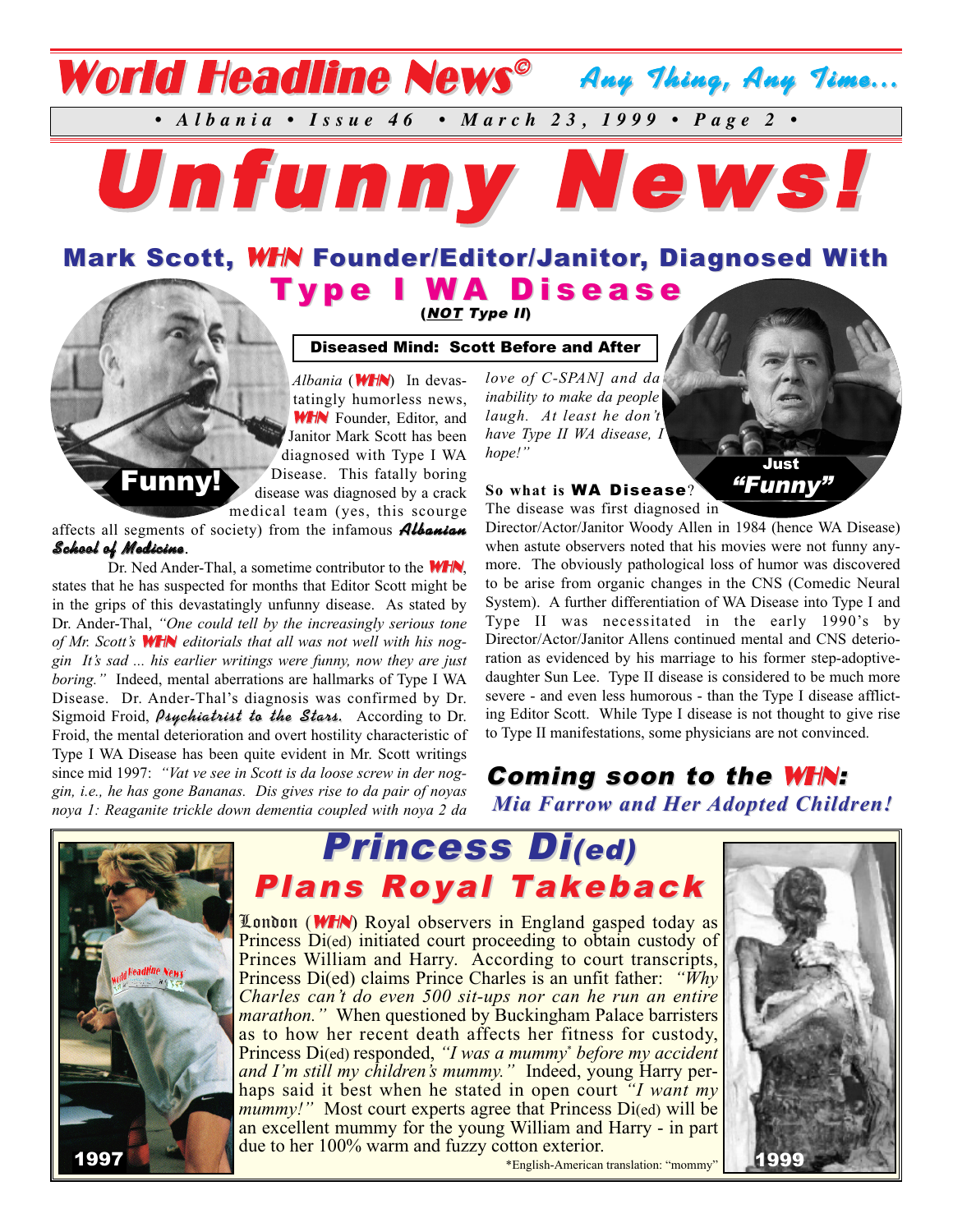# Unfunny News!

## Mark Scott, WHN Founder/Editor/Janitor, Diagnosed With Type I WA Disease

**(*NOT Type II*)**

**Diseased Mind: Scott Before and After**

Funny!

Just "Funny"

*Albania* (**WHN**) In devastatingly humorless news, **WHN** Founder, Editor, and Janitor Mark Scott has been diagnosed with Type I WA Disease. This fatally boring disease was diagnosed by a crack medical team (yes, this scourge affects all segments of society) from the infamous ***Albanian School of Medicine***.

Dr. Ned Ander-Thal, a sometime contributor to the **WHN**, states that he has suspected for months that Editor Scott might be in the grips of this devastatingly unfunny disease. As stated by Dr. Ander-Thal, *"One could tell by the increasingly serious tone of Mr. Scott's **WHN** editorials that all was not well with his noggin It's sad ... his earlier writings were funny, now they are just boring."* Indeed, mental aberrations are hallmarks of Type I WA Disease. Dr. Ander-Thal's diagnosis was confirmed by Dr. Sigmoid Froid, ***Psychiatrist to the Stars***. According to Dr. Froid, the mental deterioration and overt hostility characteristic of Type I WA Disease has been quite evident in Mr. Scott writings since mid 1997: *"Vat ve see in Scott is da loose screw in der noggin, i.e., he has gone Bananas. Dis gives rise to da pair of noyas noya 1: Reaganite trickle down dementia coupled with noya 2 da love of C-SPAN] and da inability to make da people laugh. At least he don't have Type II WA disease, I hope!"*

**So what is WA Disease?** The disease was first diagnosed in Director/Actor/Janitor Woody Allen in 1984 (hence WA Disease) when astute observers noted that his movies were not funny anymore. The obviously pathological loss of humor was discovered to be arise from organic changes in the CNS (Comedic Neural System). A further differentiation of WA Disease into Type I and Type II was necessitated in the early 1990's by Director/Actor/Janitor Allens continued mental and CNS deterioration as evidenced by his marriage to his former step-adoptive-daughter Sun Lee. Type II disease is considered to be much more severe - and even less humorous - than the Type I disease afflicting Editor Scott. While Type I disease is not thought to give rise to Type II manifestations, some physicians are not convinced.

### Coming soon to the WHN: *Mia Farrow and Her Adopted Children!*

## Princess Di*(ed)* Plans Royal Takeback

1997

𝔏𝔬𝔫𝔡𝔬𝔫 (**WHN**) Royal observers in England gasped today as Princess Di(ed) initiated court proceeding to obtain custody of Princes William and Harry. According to court transcripts, Princess Di(ed) claims Prince Charles is an unfit father: *"Why Charles can't do even 500 sit-ups nor can he run an entire marathon."* When questioned by Buckingham Palace barristers as to how her recent death affects her fitness for custody, Princess Di(ed) responded, *"I was a mummy\* before my accident and I'm still my children's mummy."* Indeed, young Harry perhaps said it best when he stated in open court *"I want my mummy!"* Most court experts agree that Princess Di(ed) will be an excellent mummy for the young William and Harry - in part due to her 100% warm and fuzzy cotton exterior.

\*English-American translation: "mommy"

1999